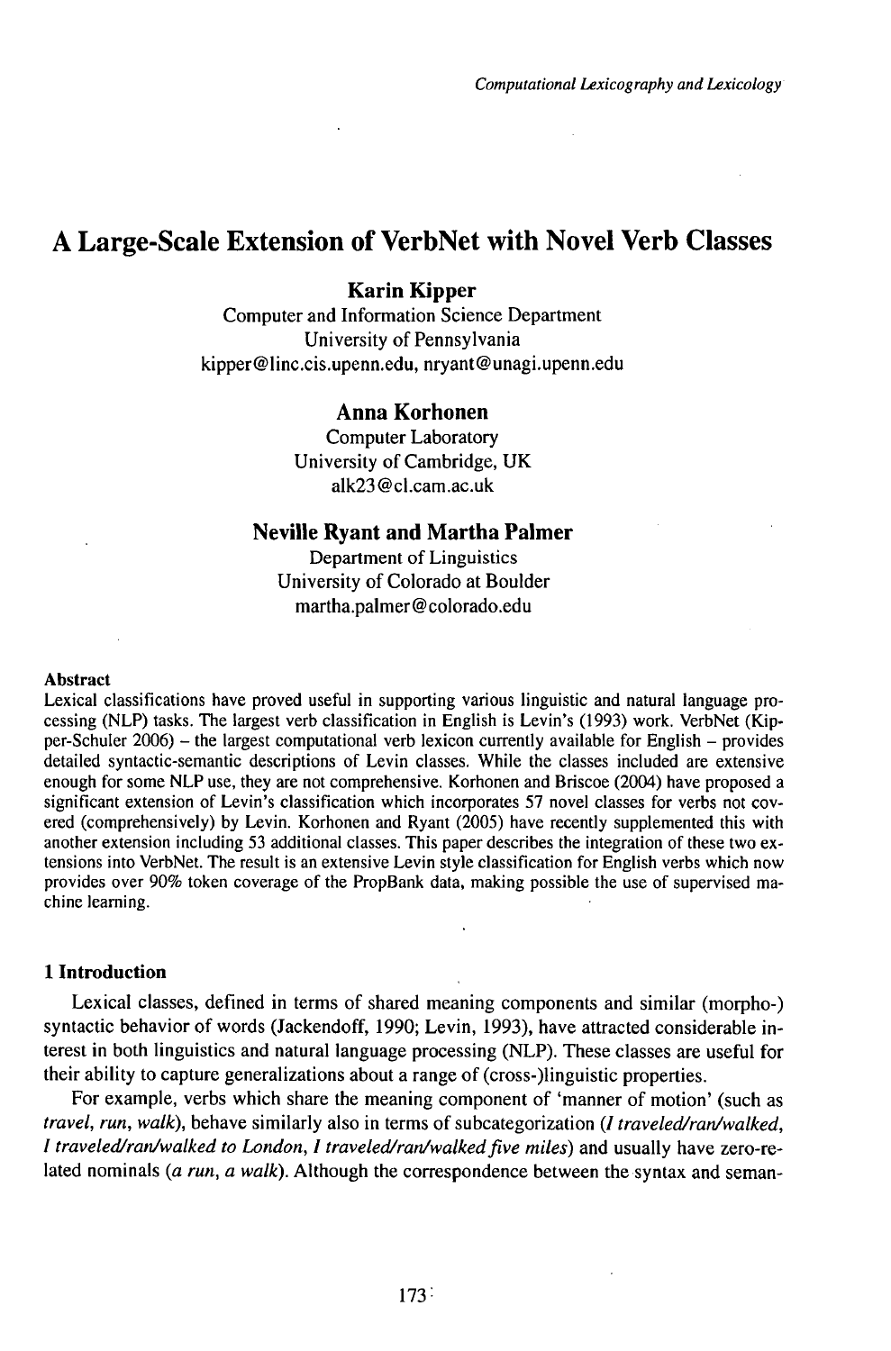# A Large-Scale Extension of VerbNet with Novel Verb Classes

**Karin Kipper**
Computer and Information Science Department
University of Pennsylvania
kipper@linc.cis.upenn.edu, nryant@unagi.upenn.edu

**Anna Korhonen**
Computer Laboratory
University of Cambridge, UK
alk23@cl.cam.ac.uk

**Neville Ryant and Martha Palmer**
Department of Linguistics
University of Colorado at Boulder
martha.palmer@colorado.edu

**Abstract**

Lexical classifications have proved useful in supporting various linguistic and natural language processing (NLP) tasks. The largest verb classification in English is Levin's (1993) work. VerbNet (Kipper-Schuler 2006) – the largest computational verb lexicon currently available for English – provides detailed syntactic-semantic descriptions of Levin classes. While the classes included are extensive enough for some NLP use, they are not comprehensive. Korhonen and Briscoe (2004) have proposed a significant extension of Levin's classification which incorporates 57 novel classes for verbs not covered (comprehensively) by Levin. Korhonen and Ryant (2005) have recently supplemented this with another extension including 53 additional classes. This paper describes the integration of these two extensions into VerbNet. The result is an extensive Levin style classification for English verbs which now provides over 90% token coverage of the PropBank data, making possible the use of supervised machine learning.

## 1 Introduction

Lexical classes, defined in terms of shared meaning components and similar (morpho-) syntactic behavior of words (Jackendoff, 1990; Levin, 1993), have attracted considerable interest in both linguistics and natural language processing (NLP). These classes are useful for their ability to capture generalizations about a range of (cross-)linguistic properties.

For example, verbs which share the meaning component of 'manner of motion' (such as *travel, run, walk*), behave similarly also in terms of subcategorization (*I traveled/ran/walked, I traveled/ran/walked to London, I traveled/ran/walked five miles*) and usually have zero-related nominals (*a run, a walk*). Although the correspondence between the syntax and seman-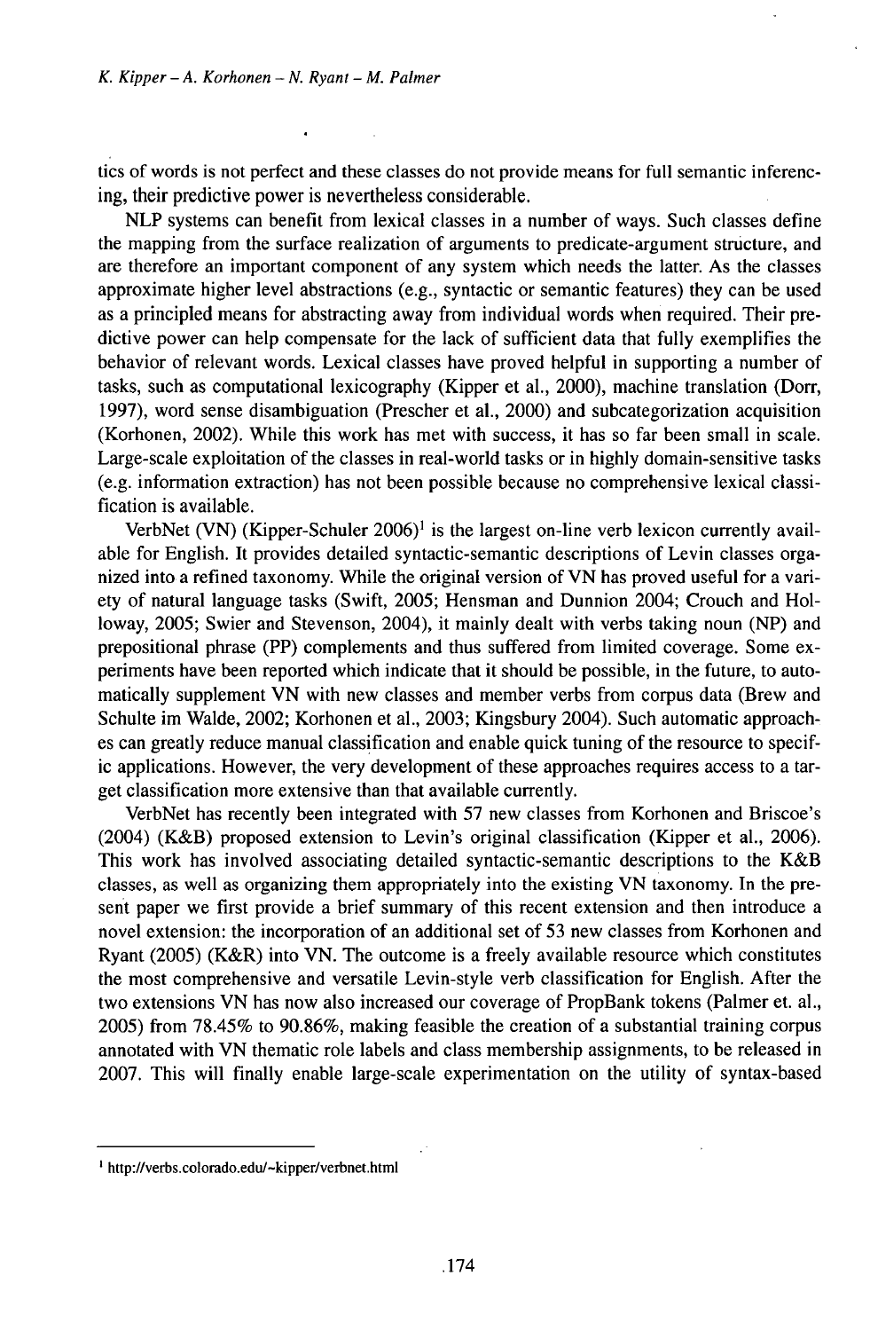tics of words is not perfect and these classes do not provide means for full semantic inferencing, their predictive power is nevertheless considerable.

NLP systems can benefit from lexical classes in a number of ways. Such classes define the mapping from the surface realization of arguments to predicate-argument structure, and are therefore an important component of any system which needs the latter. As the classes approximate higher level abstractions (e.g., syntactic or semantic features) they can be used as a principled means for abstracting away from individual words when required. Their predictive power can help compensate for the lack of sufficient data that fully exemplifies the behavior of relevant words. Lexical classes have proved helpful in supporting a number of tasks, such as computational lexicography (Kipper et al., 2000), machine translation (Dorr, 1997), word sense disambiguation (Prescher et al., 2000) and subcategorization acquisition (Korhonen, 2002). While this work has met with success, it has so far been small in scale. Large-scale exploitation of the classes in real-world tasks or in highly domain-sensitive tasks (e.g. information extraction) has not been possible because no comprehensive lexical classification is available.

VerbNet (VN) (Kipper-Schuler 2006)[1] is the largest on-line verb lexicon currently available for English. It provides detailed syntactic-semantic descriptions of Levin classes organized into a refined taxonomy. While the original version of VN has proved useful for a variety of natural language tasks (Swift, 2005; Hensman and Dunnion 2004; Crouch and Holloway, 2005; Swier and Stevenson, 2004), it mainly dealt with verbs taking noun (NP) and prepositional phrase (PP) complements and thus suffered from limited coverage. Some experiments have been reported which indicate that it should be possible, in the future, to automatically supplement VN with new classes and member verbs from corpus data (Brew and Schulte im Walde, 2002; Korhonen et al., 2003; Kingsbury 2004). Such automatic approaches can greatly reduce manual classification and enable quick tuning of the resource to specific applications. However, the very development of these approaches requires access to a target classification more extensive than that available currently.

VerbNet has recently been integrated with 57 new classes from Korhonen and Briscoe's (2004) (K&B) proposed extension to Levin's original classification (Kipper et al., 2006). This work has involved associating detailed syntactic-semantic descriptions to the K&B classes, as well as organizing them appropriately into the existing VN taxonomy. In the present paper we first provide a brief summary of this recent extension and then introduce a novel extension: the incorporation of an additional set of 53 new classes from Korhonen and Ryant (2005) (K&R) into VN. The outcome is a freely available resource which constitutes the most comprehensive and versatile Levin-style verb classification for English. After the two extensions VN has now also increased our coverage of PropBank tokens (Palmer et. al., 2005) from 78.45% to 90.86%, making feasible the creation of a substantial training corpus annotated with VN thematic role labels and class membership assignments, to be released in 2007. This will finally enable large-scale experimentation on the utility of syntax-based

[1] http://verbs.colorado.edu/~kipper/verbnet.html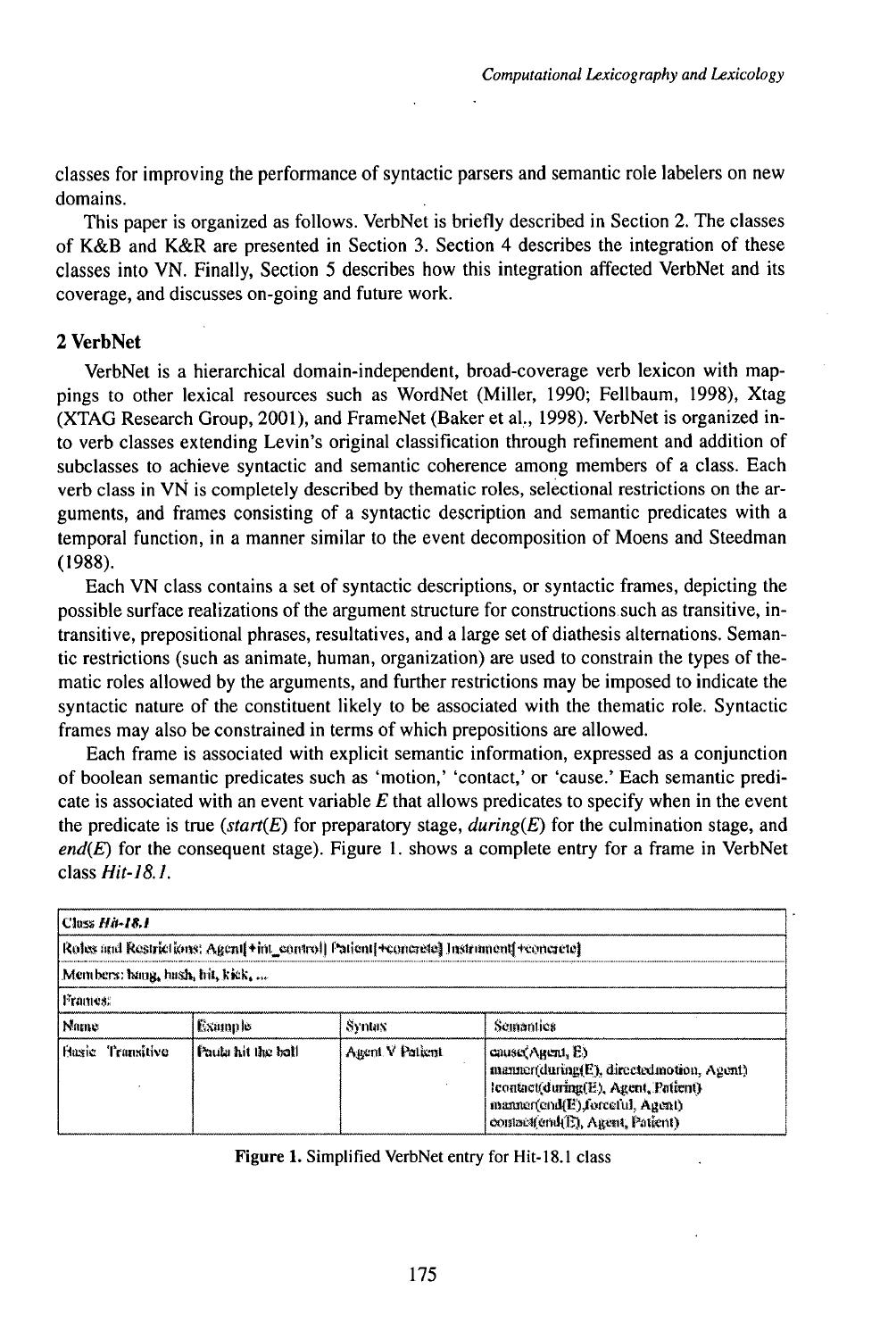classes for improving the performance of syntactic parsers and semantic role labelers on new domains.

This paper is organized as follows. VerbNet is briefly described in Section 2. The classes of K&B and K&R are presented in Section 3. Section 4 describes the integration of these classes into VN. Finally, Section 5 describes how this integration affected VerbNet and its coverage, and discusses on-going and future work.

## 2 VerbNet

VerbNet is a hierarchical domain-independent, broad-coverage verb lexicon with mappings to other lexical resources such as WordNet (Miller, 1990; Fellbaum, 1998), Xtag (XTAG Research Group, 2001), and FrameNet (Baker et al., 1998). VerbNet is organized into verb classes extending Levin's original classification through refinement and addition of subclasses to achieve syntactic and semantic coherence among members of a class. Each verb class in VN is completely described by thematic roles, selectional restrictions on the arguments, and frames consisting of a syntactic description and semantic predicates with a temporal function, in a manner similar to the event decomposition of Moens and Steedman (1988).

Each VN class contains a set of syntactic descriptions, or syntactic frames, depicting the possible surface realizations of the argument structure for constructions such as transitive, intransitive, prepositional phrases, resultatives, and a large set of diathesis alternations. Semantic restrictions (such as animate, human, organization) are used to constrain the types of thematic roles allowed by the arguments, and further restrictions may be imposed to indicate the syntactic nature of the constituent likely to be associated with the thematic role. Syntactic frames may also be constrained in terms of which prepositions are allowed.

Each frame is associated with explicit semantic information, expressed as a conjunction of boolean semantic predicates such as 'motion,' 'contact,' or 'cause.' Each semantic predicate is associated with an event variable *E* that allows predicates to specify when in the event the predicate is true (*start(E)* for preparatory stage, *during(E)* for the culmination stage, and *end(E)* for the consequent stage). Figure 1. shows a complete entry for a frame in VerbNet class *Hit-18.1*.

| Class *Hit-18.1* | | | |
|---|---|---|---|
| Roles and Restrictions: Agent[+int_control] Patient[+concrete] Instrument[+concrete] | | | |
| Members: bang, bash, hit, kick, ... | | | |
| Frames: | | | |
| Name | Example | Syntax | Semantics |
| Basic Transitive | Paula hit the ball | Agent V Patient | cause(Agent, E)<br>manner(during(E), directedmotion, Agent)<br>!contact(during(E), Agent, Patient)<br>manner(end(E),forceful, Agent)<br>contact(end(E), Agent, Patient) |

**Figure 1.** Simplified VerbNet entry for Hit-18.1 class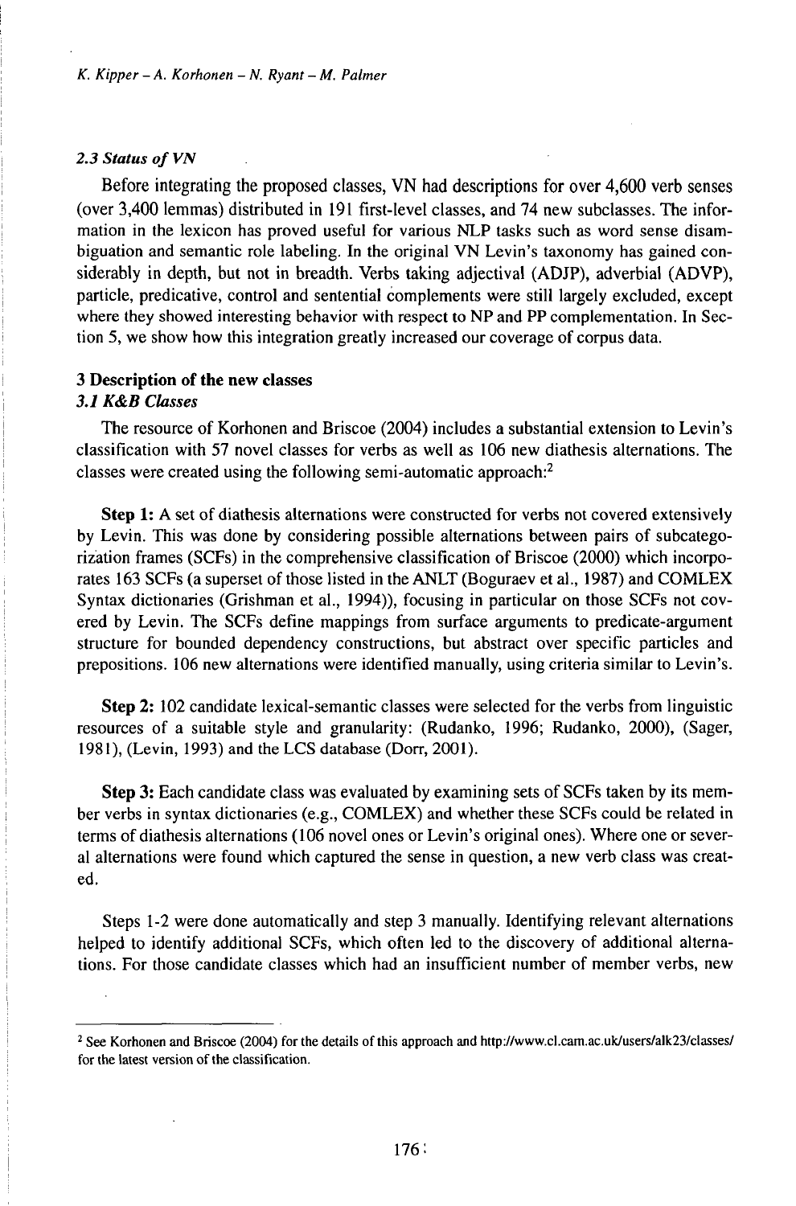### 2.3 *Status of VN*

Before integrating the proposed classes, VN had descriptions for over 4,600 verb senses (over 3,400 lemmas) distributed in 191 first-level classes, and 74 new subclasses. The information in the lexicon has proved useful for various NLP tasks such as word sense disambiguation and semantic role labeling. In the original VN Levin's taxonomy has gained considerably in depth, but not in breadth. Verbs taking adjectival (ADJP), adverbial (ADVP), particle, predicative, control and sentential complements were still largely excluded, except where they showed interesting behavior with respect to NP and PP complementation. In Section 5, we show how this integration greatly increased our coverage of corpus data.

## 3 Description of the new classes

### 3.1 *K&B Classes*

The resource of Korhonen and Briscoe (2004) includes a substantial extension to Levin's classification with 57 novel classes for verbs as well as 106 new diathesis alternations. The classes were created using the following semi-automatic approach:[2]

**Step 1:** A set of diathesis alternations were constructed for verbs not covered extensively by Levin. This was done by considering possible alternations between pairs of subcategorization frames (SCFs) in the comprehensive classification of Briscoe (2000) which incorporates 163 SCFs (a superset of those listed in the ANLT (Boguraev et al., 1987) and COMLEX Syntax dictionaries (Grishman et al., 1994)), focusing in particular on those SCFs not covered by Levin. The SCFs define mappings from surface arguments to predicate-argument structure for bounded dependency constructions, but abstract over specific particles and prepositions. 106 new alternations were identified manually, using criteria similar to Levin's.

**Step 2:** 102 candidate lexical-semantic classes were selected for the verbs from linguistic resources of a suitable style and granularity: (Rudanko, 1996; Rudanko, 2000), (Sager, 1981), (Levin, 1993) and the LCS database (Dorr, 2001).

**Step 3:** Each candidate class was evaluated by examining sets of SCFs taken by its member verbs in syntax dictionaries (e.g., COMLEX) and whether these SCFs could be related in terms of diathesis alternations (106 novel ones or Levin's original ones). Where one or several alternations were found which captured the sense in question, a new verb class was created.

Steps 1-2 were done automatically and step 3 manually. Identifying relevant alternations helped to identify additional SCFs, which often led to the discovery of additional alternations. For those candidate classes which had an insufficient number of member verbs, new

---

[2] See Korhonen and Briscoe (2004) for the details of this approach and http://www.cl.cam.ac.uk/users/alk23/classes/ for the latest version of the classification.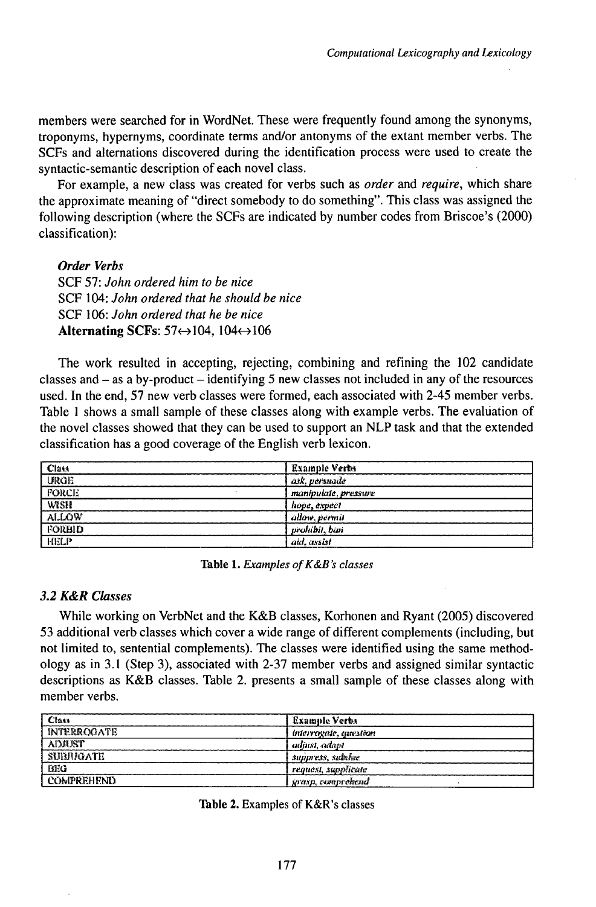members were searched for in WordNet. These were frequently found among the synonyms, troponyms, hypernyms, coordinate terms and/or antonyms of the extant member verbs. The SCFs and alternations discovered during the identification process were used to create the syntactic-semantic description of each novel class.

For example, a new class was created for verbs such as *order* and *require*, which share the approximate meaning of "direct somebody to do something". This class was assigned the following description (where the SCFs are indicated by number codes from Briscoe's (2000) classification):

> ***Order Verbs***
> SCF 57: *John ordered him to be nice*
> SCF 104: *John ordered that he should be nice*
> SCF 106: *John ordered that he be nice*
> **Alternating SCFs**: 57↔104, 104↔106

The work resulted in accepting, rejecting, combining and refining the 102 candidate classes and – as a by-product – identifying 5 new classes not included in any of the resources used. In the end, 57 new verb classes were formed, each associated with 2-45 member verbs. Table 1 shows a small sample of these classes along with example verbs. The evaluation of the novel classes showed that they can be used to support an NLP task and that the extended classification has a good coverage of the English verb lexicon.

| Class | Example Verbs |
|---|---|
| URGE | *ask, persuade* |
| FORCE | *manipulate, pressure* |
| WISH | *hope, expect* |
| ALLOW | *allow, permit* |
| FORBID | *prohibit, ban* |
| HELP | *aid, assist* |

**Table 1.** *Examples of K&B's classes*

### 3.2 K&R Classes

While working on VerbNet and the K&B classes, Korhonen and Ryant (2005) discovered 53 additional verb classes which cover a wide range of different complements (including, but not limited to, sentential complements). The classes were identified using the same methodology as in 3.1 (Step 3), associated with 2-37 member verbs and assigned similar syntactic descriptions as K&B classes. Table 2. presents a small sample of these classes along with member verbs.

| Class | Example Verbs |
|---|---|
| INTERROGATE | *interrogate, question* |
| ADJUST | *adjust, adapt* |
| SUBJUGATE | *suppress, subdue* |
| BEG | *request, supplicate* |
| COMPREHEND | *grasp, comprehend* |

**Table 2.** Examples of K&R's classes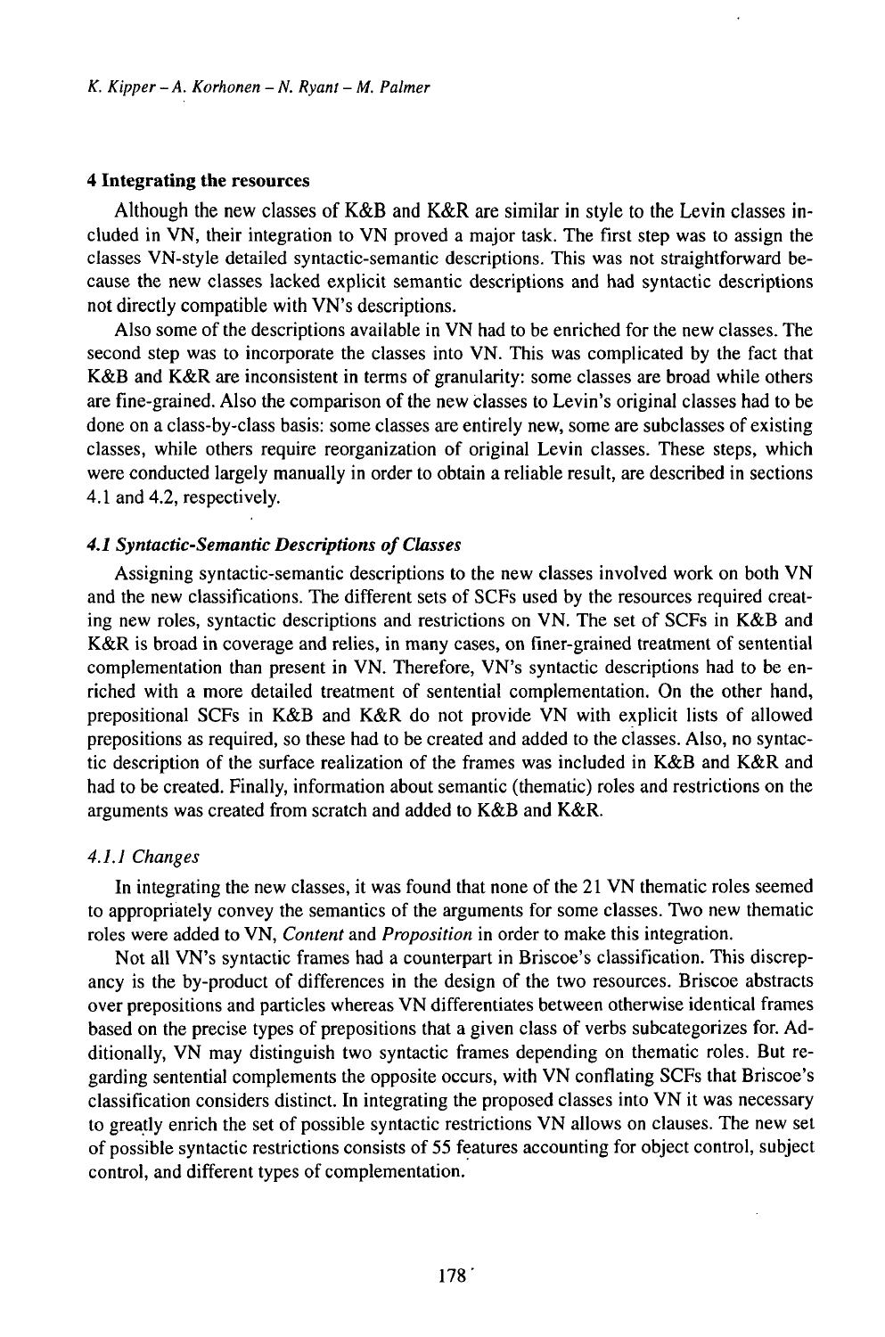## 4 Integrating the resources

Although the new classes of K&B and K&R are similar in style to the Levin classes included in VN, their integration to VN proved a major task. The first step was to assign the classes VN-style detailed syntactic-semantic descriptions. This was not straightforward because the new classes lacked explicit semantic descriptions and had syntactic descriptions not directly compatible with VN's descriptions.

Also some of the descriptions available in VN had to be enriched for the new classes. The second step was to incorporate the classes into VN. This was complicated by the fact that K&B and K&R are inconsistent in terms of granularity: some classes are broad while others are fine-grained. Also the comparison of the new classes to Levin's original classes had to be done on a class-by-class basis: some classes are entirely new, some are subclasses of existing classes, while others require reorganization of original Levin classes. These steps, which were conducted largely manually in order to obtain a reliable result, are described in sections 4.1 and 4.2, respectively.

### *4.1 Syntactic-Semantic Descriptions of Classes*

Assigning syntactic-semantic descriptions to the new classes involved work on both VN and the new classifications. The different sets of SCFs used by the resources required creating new roles, syntactic descriptions and restrictions on VN. The set of SCFs in K&B and K&R is broad in coverage and relies, in many cases, on finer-grained treatment of sentential complementation than present in VN. Therefore, VN's syntactic descriptions had to be enriched with a more detailed treatment of sentential complementation. On the other hand, prepositional SCFs in K&B and K&R do not provide VN with explicit lists of allowed prepositions as required, so these had to be created and added to the classes. Also, no syntactic description of the surface realization of the frames was included in K&B and K&R and had to be created. Finally, information about semantic (thematic) roles and restrictions on the arguments was created from scratch and added to K&B and K&R.

#### *4.1.1 Changes*

In integrating the new classes, it was found that none of the 21 VN thematic roles seemed to appropriately convey the semantics of the arguments for some classes. Two new thematic roles were added to VN, *Content* and *Proposition* in order to make this integration.

Not all VN's syntactic frames had a counterpart in Briscoe's classification. This discrepancy is the by-product of differences in the design of the two resources. Briscoe abstracts over prepositions and particles whereas VN differentiates between otherwise identical frames based on the precise types of prepositions that a given class of verbs subcategorizes for. Additionally, VN may distinguish two syntactic frames depending on thematic roles. But regarding sentential complements the opposite occurs, with VN conflating SCFs that Briscoe's classification considers distinct. In integrating the proposed classes into VN it was necessary to greatly enrich the set of possible syntactic restrictions VN allows on clauses. The new set of possible syntactic restrictions consists of 55 features accounting for object control, subject control, and different types of complementation.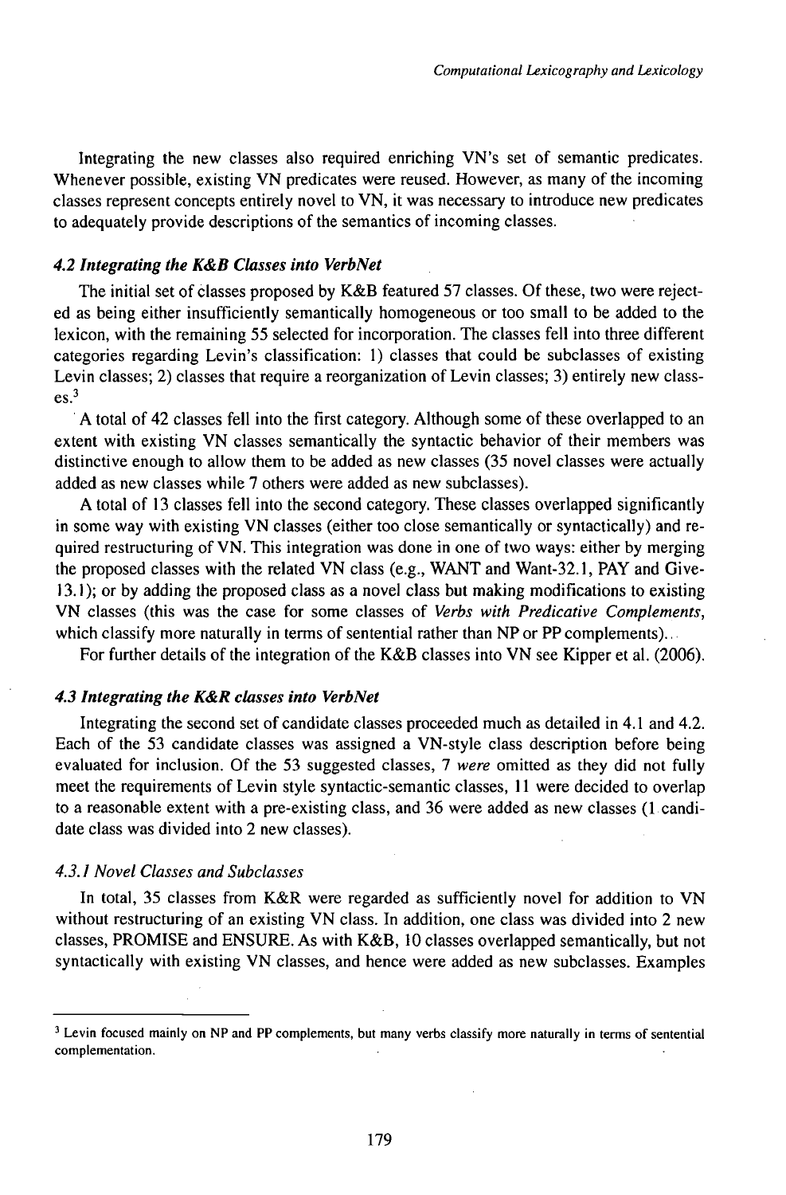Integrating the new classes also required enriching VN's set of semantic predicates. Whenever possible, existing VN predicates were reused. However, as many of the incoming classes represent concepts entirely novel to VN, it was necessary to introduce new predicates to adequately provide descriptions of the semantics of incoming classes.

### *4.2 Integrating the K&B Classes into VerbNet*

The initial set of classes proposed by K&B featured 57 classes. Of these, two were rejected as being either insufficiently semantically homogeneous or too small to be added to the lexicon, with the remaining 55 selected for incorporation. The classes fell into three different categories regarding Levin's classification: 1) classes that could be subclasses of existing Levin classes; 2) classes that require a reorganization of Levin classes; 3) entirely new classes.[3]

A total of 42 classes fell into the first category. Although some of these overlapped to an extent with existing VN classes semantically the syntactic behavior of their members was distinctive enough to allow them to be added as new classes (35 novel classes were actually added as new classes while 7 others were added as new subclasses).

A total of 13 classes fell into the second category. These classes overlapped significantly in some way with existing VN classes (either too close semantically or syntactically) and required restructuring of VN. This integration was done in one of two ways: either by merging the proposed classes with the related VN class (e.g., WANT and Want-32.1, PAY and Give-13.1); or by adding the proposed class as a novel class but making modifications to existing VN classes (this was the case for some classes of *Verbs with Predicative Complements*, which classify more naturally in terms of sentential rather than NP or PP complements).

For further details of the integration of the K&B classes into VN see Kipper et al. (2006).

### *4.3 Integrating the K&R classes into VerbNet*

Integrating the second set of candidate classes proceeded much as detailed in 4.1 and 4.2. Each of the 53 candidate classes was assigned a VN-style class description before being evaluated for inclusion. Of the 53 suggested classes, 7 *were* omitted as they did not fully meet the requirements of Levin style syntactic-semantic classes, 11 were decided to overlap to a reasonable extent with a pre-existing class, and 36 were added as new classes (1 candidate class was divided into 2 new classes).

#### *4.3.1 Novel Classes and Subclasses*

In total, 35 classes from K&R were regarded as sufficiently novel for addition to VN without restructuring of an existing VN class. In addition, one class was divided into 2 new classes, PROMISE and ENSURE. As with K&B, 10 classes overlapped semantically, but not syntactically with existing VN classes, and hence were added as new subclasses. Examples

---

[3] Levin focused mainly on NP and PP complements, but many verbs classify more naturally in terms of sentential complementation.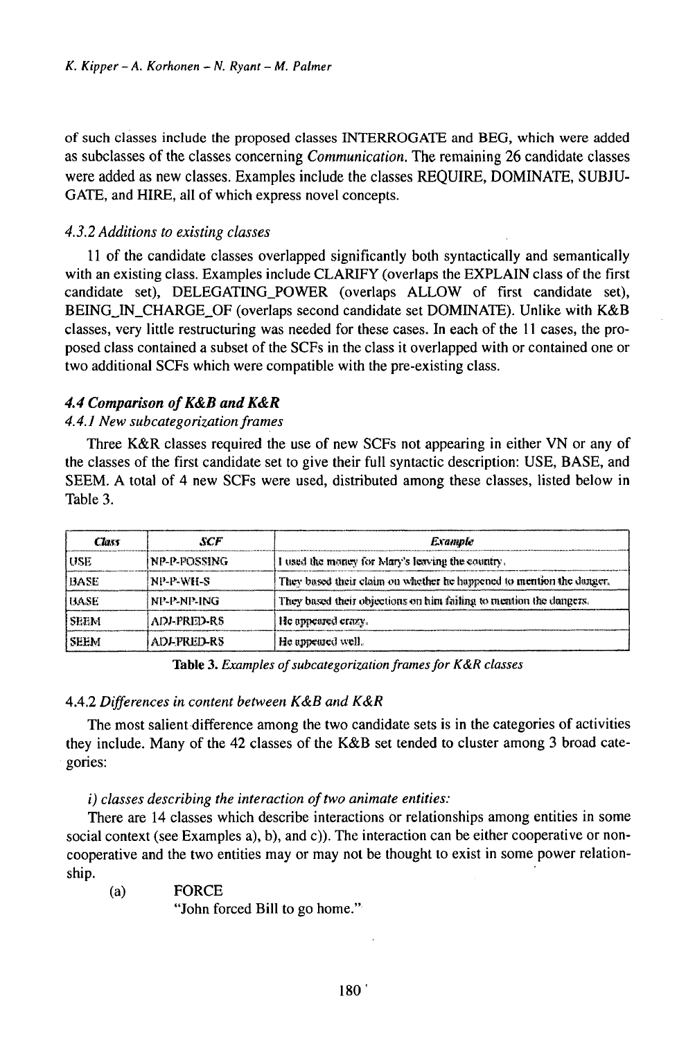of such classes include the proposed classes INTERROGATE and BEG, which were added as subclasses of the classes concerning *Communication*. The remaining 26 candidate classes were added as new classes. Examples include the classes REQUIRE, DOMINATE, SUBJUGATE, and HIRE, all of which express novel concepts.

#### *4.3.2 Additions to existing classes*

11 of the candidate classes overlapped significantly both syntactically and semantically with an existing class. Examples include CLARIFY (overlaps the EXPLAIN class of the first candidate set), DELEGATING_POWER (overlaps ALLOW of first candidate set), BEING_IN_CHARGE_OF (overlaps second candidate set DOMINATE). Unlike with K&B classes, very little restructuring was needed for these cases. In each of the 11 cases, the proposed class contained a subset of the SCFs in the class it overlapped with or contained one or two additional SCFs which were compatible with the pre-existing class.

### *4.4 Comparison of K&B and K&R*

#### *4.4.1 New subcategorization frames*

Three K&R classes required the use of new SCFs not appearing in either VN or any of the classes of the first candidate set to give their full syntactic description: USE, BASE, and SEEM. A total of 4 new SCFs were used, distributed among these classes, listed below in Table 3.

| *Class* | *SCF* | *Example* |
|---|---|---|
| USE | NP-P-POSSING | I used the money for Mary's leaving the country. |
| BASE | NP-P-WH-S | They based their claim on whether he happened to mention the danger. |
| BASE | NP-P-NP-ING | They based their objections on him failing to mention the dangers. |
| SEEM | ADJ-PRED-RS | He appeared crazy. |
| SEEM | ADJ-PRED-RS | He appeared well. |

**Table 3.** *Examples of subcategorization frames for K&R classes*

#### 4.4.2 *Differences in content between K&B and K&R*

The most salient difference among the two candidate sets is in the categories of activities they include. Many of the 42 classes of the K&B set tended to cluster among 3 broad categories:

*i) classes describing the interaction of two animate entities:*

There are 14 classes which describe interactions or relationships among entities in some social context (see Examples a), b), and c)). The interaction can be either cooperative or non-cooperative and the two entities may or may not be thought to exist in some power relationship.

(a) FORCE
"John forced Bill to go home."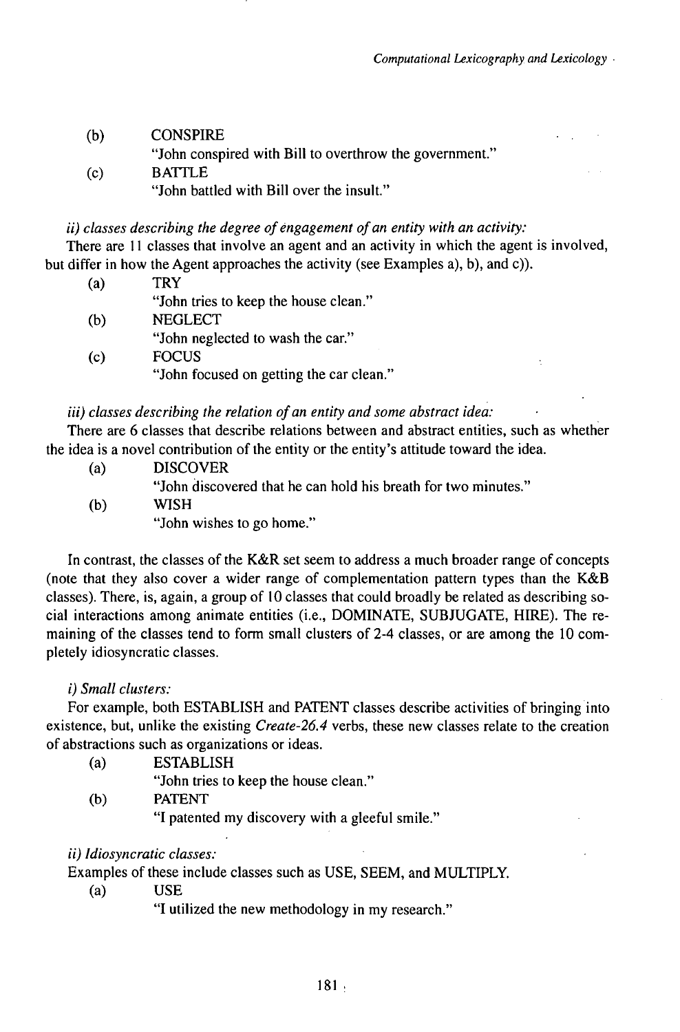(b) CONSPIRE
"John conspired with Bill to overthrow the government."

(c) BATTLE
"John battled with Bill over the insult."

*ii) classes describing the degree of engagement of an entity with an activity:*

There are 11 classes that involve an agent and an activity in which the agent is involved, but differ in how the Agent approaches the activity (see Examples a), b), and c)).

(a) TRY
"John tries to keep the house clean."

(b) NEGLECT
"John neglected to wash the car."

(c) FOCUS
"John focused on getting the car clean."

*iii) classes describing the relation of an entity and some abstract idea:*

There are 6 classes that describe relations between and abstract entities, such as whether the idea is a novel contribution of the entity or the entity's attitude toward the idea.

(a) DISCOVER
"John discovered that he can hold his breath for two minutes."

(b) WISH
"John wishes to go home."

In contrast, the classes of the K&R set seem to address a much broader range of concepts (note that they also cover a wider range of complementation pattern types than the K&B classes). There, is, again, a group of 10 classes that could broadly be related as describing social interactions among animate entities (i.e., DOMINATE, SUBJUGATE, HIRE). The remaining of the classes tend to form small clusters of 2-4 classes, or are among the 10 completely idiosyncratic classes.

*i) Small clusters:*

For example, both ESTABLISH and PATENT classes describe activities of bringing into existence, but, unlike the existing *Create-26.4* verbs, these new classes relate to the creation of abstractions such as organizations or ideas.

(a) ESTABLISH
"John tries to keep the house clean."

(b) PATENT
"I patented my discovery with a gleeful smile."

*ii) Idiosyncratic classes:*

Examples of these include classes such as USE, SEEM, and MULTIPLY.

(a) USE
"I utilized the new methodology in my research."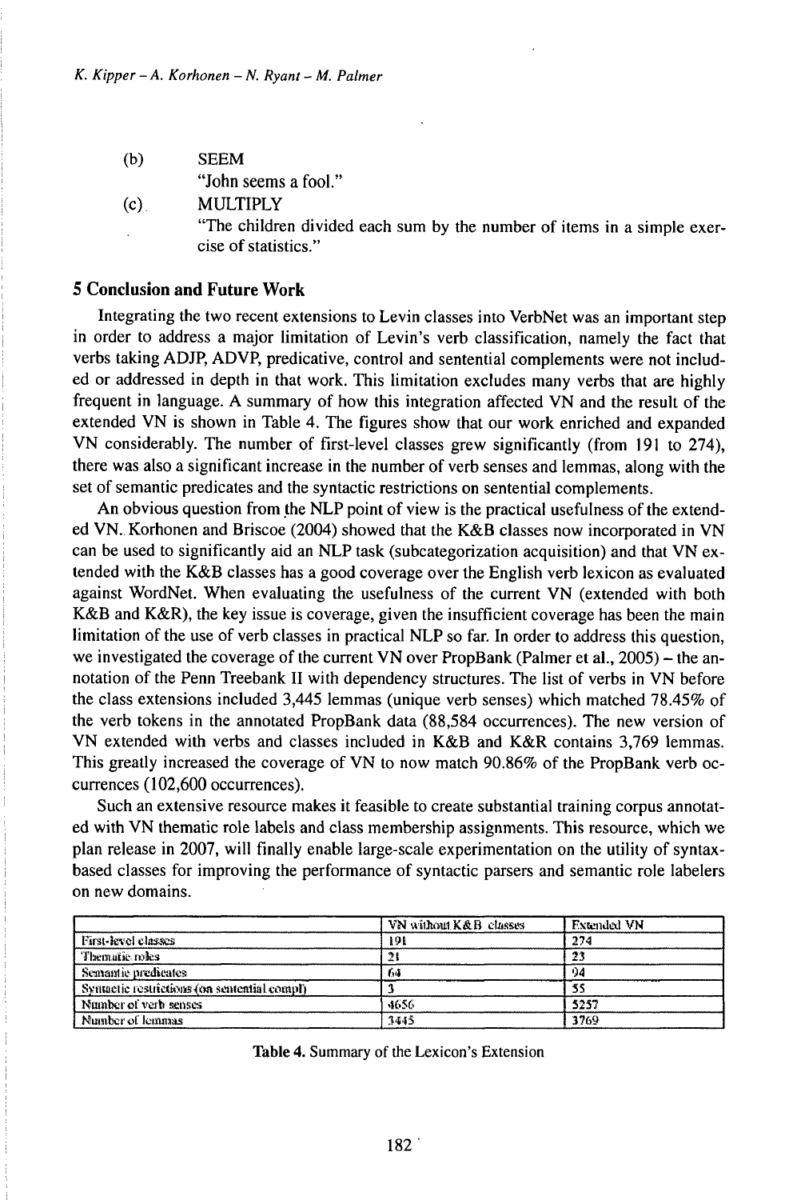(b) SEEM

"John seems a fool."

(c) MULTIPLY

"The children divided each sum by the number of items in a simple exercise of statistics."

## 5 Conclusion and Future Work

Integrating the two recent extensions to Levin classes into VerbNet was an important step in order to address a major limitation of Levin's verb classification, namely the fact that verbs taking ADJP, ADVP, predicative, control and sentential complements were not included or addressed in depth in that work. This limitation excludes many verbs that are highly frequent in language. A summary of how this integration affected VN and the result of the extended VN is shown in Table 4. The figures show that our work enriched and expanded VN considerably. The number of first-level classes grew significantly (from 191 to 274), there was also a significant increase in the number of verb senses and lemmas, along with the set of semantic predicates and the syntactic restrictions on sentential complements.

An obvious question from the NLP point of view is the practical usefulness of the extended VN. Korhonen and Briscoe (2004) showed that the K&B classes now incorporated in VN can be used to significantly aid an NLP task (subcategorization acquisition) and that VN extended with the K&B classes has a good coverage over the English verb lexicon as evaluated against WordNet. When evaluating the usefulness of the current VN (extended with both K&B and K&R), the key issue is coverage, given the insufficient coverage has been the main limitation of the use of verb classes in practical NLP so far. In order to address this question, we investigated the coverage of the current VN over PropBank (Palmer et al., 2005) – the annotation of the Penn Treebank II with dependency structures. The list of verbs in VN before the class extensions included 3,445 lemmas (unique verb senses) which matched 78.45% of the verb tokens in the annotated PropBank data (88,584 occurrences). The new version of VN extended with verbs and classes included in K&B and K&R contains 3,769 lemmas. This greatly increased the coverage of VN to now match 90.86% of the PropBank verb occurrences (102,600 occurrences).

Such an extensive resource makes it feasible to create substantial training corpus annotated with VN thematic role labels and class membership assignments. This resource, which we plan release in 2007, will finally enable large-scale experimentation on the utility of syntax-based classes for improving the performance of syntactic parsers and semantic role labelers on new domains.

| | VN without K&B classes | Extended VN |
|---|---|---|
| First-level classes | 191 | 274 |
| Thematic roles | 21 | 23 |
| Semantic predicates | 64 | 94 |
| Syntactic restrictions (on sentential compl) | 3 | 55 |
| Number of verb senses | 4656 | 5257 |
| Number of lemmas | 3445 | 3769 |

**Table 4.** Summary of the Lexicon's Extension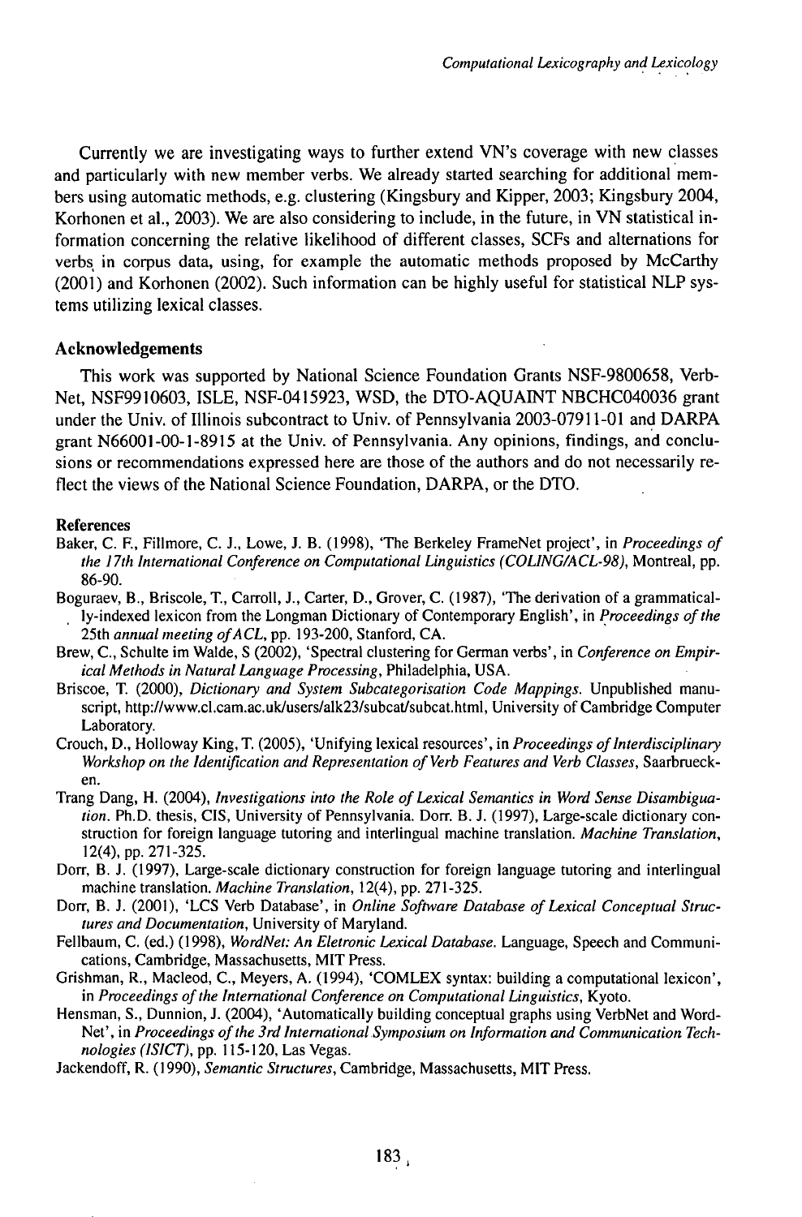Currently we are investigating ways to further extend VN's coverage with new classes and particularly with new member verbs. We already started searching for additional members using automatic methods, e.g. clustering (Kingsbury and Kipper, 2003; Kingsbury 2004, Korhonen et al., 2003). We are also considering to include, in the future, in VN statistical information concerning the relative likelihood of different classes, SCFs and alternations for verbs in corpus data, using, for example the automatic methods proposed by McCarthy (2001) and Korhonen (2002). Such information can be highly useful for statistical NLP systems utilizing lexical classes.

### Acknowledgements

This work was supported by National Science Foundation Grants NSF-9800658, VerbNet, NSF9910603, ISLE, NSF-0415923, WSD, the DTO-AQUAINT NBCHC040036 grant under the Univ. of Illinois subcontract to Univ. of Pennsylvania 2003-07911-01 and DARPA grant N66001-00-1-8915 at the Univ. of Pennsylvania. Any opinions, findings, and conclusions or recommendations expressed here are those of the authors and do not necessarily reflect the views of the National Science Foundation, DARPA, or the DTO.

### References

Baker, C. F., Fillmore, C. J., Lowe, J. B. (1998), 'The Berkeley FrameNet project', in *Proceedings of the 17th International Conference on Computational Linguistics (COLING/ACL-98)*, Montreal, pp. 86-90.

Boguraev, B., Briscole, T., Carroll, J., Carter, D., Grover, C. (1987), 'The derivation of a grammatically-indexed lexicon from the Longman Dictionary of Contemporary English', in *Proceedings of the* 25th *annual meeting of ACL*, pp. 193-200, Stanford, CA.

Brew, C., Schulte im Walde, S (2002), 'Spectral clustering for German verbs', in *Conference on Empirical Methods in Natural Language Processing*, Philadelphia, USA.

Briscoe, T. (2000), *Dictionary and System Subcategorisation Code Mappings*. Unpublished manuscript, http://www.cl.cam.ac.uk/users/alk23/subcat/subcat.html, University of Cambridge Computer Laboratory.

Crouch, D., Holloway King, T. (2005), 'Unifying lexical resources', in *Proceedings of Interdisciplinary Workshop on the Identification and Representation of Verb Features and Verb Classes*, Saarbruecken.

Trang Dang, H. (2004), *Investigations into the Role of Lexical Semantics in Word Sense Disambiguation*. Ph.D. thesis, CIS, University of Pennsylvania. Dorr. B. J. (1997), Large-scale dictionary construction for foreign language tutoring and interlingual machine translation. *Machine Translation*, 12(4), pp. 271-325.

Dorr, B. J. (1997), Large-scale dictionary construction for foreign language tutoring and interlingual machine translation. *Machine Translation*, 12(4), pp. 271-325.

Dorr, B. J. (2001), 'LCS Verb Database', in *Online Software Database of Lexical Conceptual Structures and Documentation*, University of Maryland.

Fellbaum, C. (ed.) (1998), *WordNet: An Eletronic Lexical Database*. Language, Speech and Communications, Cambridge, Massachusetts, MIT Press.

Grishman, R., Macleod, C., Meyers, A. (1994), 'COMLEX syntax: building a computational lexicon', in *Proceedings of the International Conference on Computational Linguistics*, Kyoto.

Hensman, S., Dunnion, J. (2004), 'Automatically building conceptual graphs using VerbNet and WordNet', in *Proceedings of the 3rd International Symposium on Information and Communication Technologies (ISICT)*, pp. 115-120, Las Vegas.

Jackendoff, R. (1990), *Semantic Structures*, Cambridge, Massachusetts, MIT Press.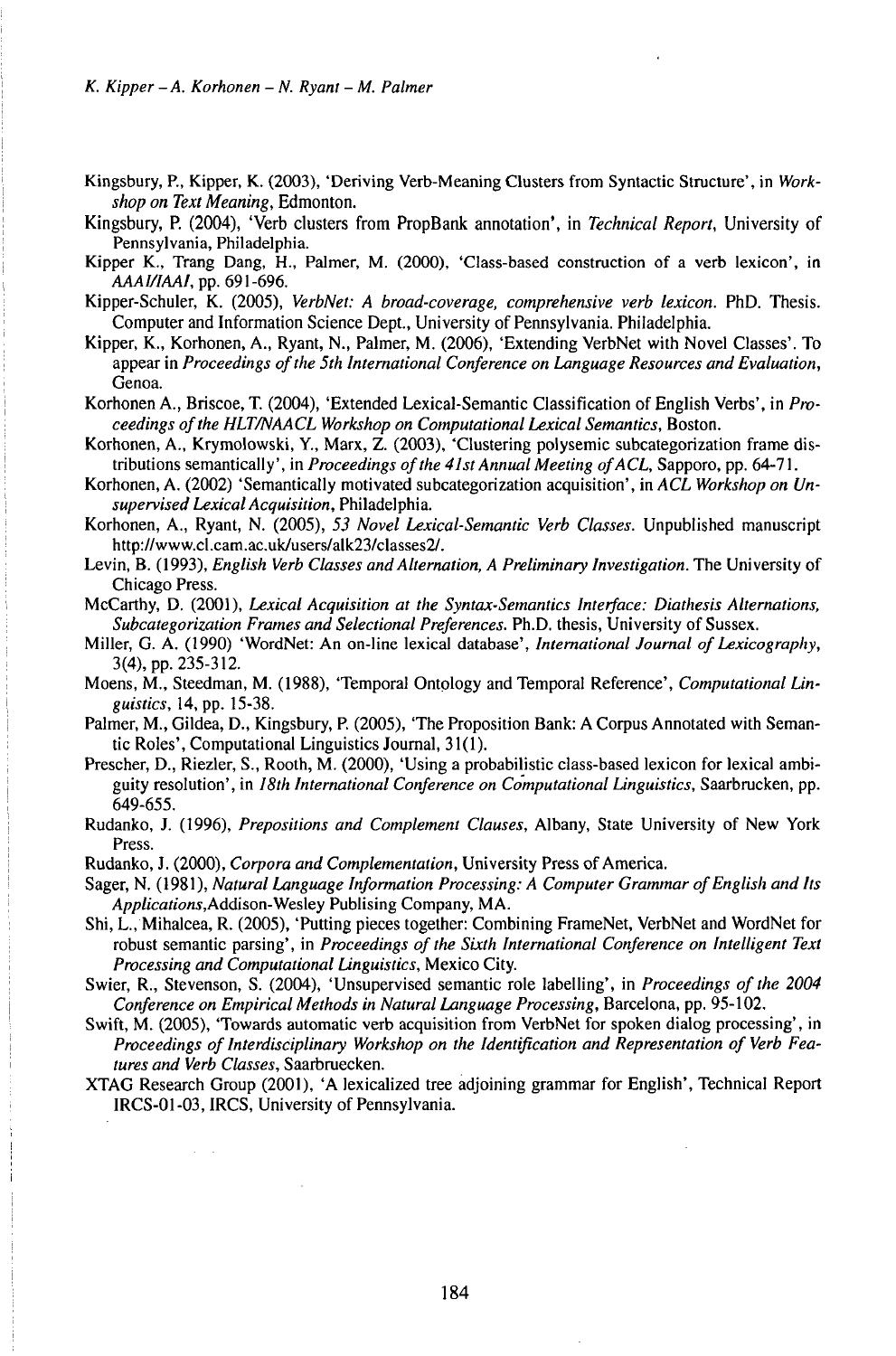Kingsbury, P., Kipper, K. (2003), 'Deriving Verb-Meaning Clusters from Syntactic Structure', in *Workshop on Text Meaning*, Edmonton.

Kingsbury, P. (2004), 'Verb clusters from PropBank annotation', in *Technical Report*, University of Pennsylvania, Philadelphia.

Kipper K., Trang Dang, H., Palmer, M. (2000), 'Class-based construction of a verb lexicon', in *AAAI/IAAI*, pp. 691-696.

Kipper-Schuler, K. (2005), *VerbNet: A broad-coverage, comprehensive verb lexicon*. PhD. Thesis. Computer and Information Science Dept., University of Pennsylvania. Philadelphia.

Kipper, K., Korhonen, A., Ryant, N., Palmer, M. (2006), 'Extending VerbNet with Novel Classes'. To appear in *Proceedings of the 5th International Conference on Language Resources and Evaluation*, Genoa.

Korhonen A., Briscoe, T. (2004), 'Extended Lexical-Semantic Classification of English Verbs', in *Proceedings of the HLT/NAACL Workshop on Computational Lexical Semantics*, Boston.

Korhonen, A., Krymolowski, Y., Marx, Z. (2003), 'Clustering polysemic subcategorization frame distributions semantically', in *Proceedings of the 41st Annual Meeting of ACL*, Sapporo, pp. 64-71.

Korhonen, A. (2002) 'Semantically motivated subcategorization acquisition', in *ACL Workshop on Unsupervised Lexical Acquisition*, Philadelphia.

Korhonen, A., Ryant, N. (2005), *53 Novel Lexical-Semantic Verb Classes*. Unpublished manuscript http://www.cl.cam.ac.uk/users/alk23/classes2/.

Levin, B. (1993), *English Verb Classes and Alternation, A Preliminary Investigation*. The University of Chicago Press.

McCarthy, D. (2001), *Lexical Acquisition at the Syntax-Semantics Interface: Diathesis Alternations, Subcategorization Frames and Selectional Preferences*. Ph.D. thesis, University of Sussex.

Miller, G. A. (1990) 'WordNet: An on-line lexical database', *International Journal of Lexicography*, 3(4), pp. 235-312.

Moens, M., Steedman, M. (1988), 'Temporal Ontology and Temporal Reference', *Computational Linguistics*, 14, pp. 15-38.

Palmer, M., Gildea, D., Kingsbury, P. (2005), 'The Proposition Bank: A Corpus Annotated with Semantic Roles', Computational Linguistics Journal, 31(1).

Prescher, D., Riezler, S., Rooth, M. (2000), 'Using a probabilistic class-based lexicon for lexical ambiguity resolution', in *18th International Conference on Computational Linguistics*, Saarbrucken, pp. 649-655.

Rudanko, J. (1996), *Prepositions and Complement Clauses*, Albany, State University of New York Press.

Rudanko, J. (2000), *Corpora and Complementation*, University Press of America.

Sager, N. (1981), *Natural Language Information Processing: A Computer Grammar of English and Its Applications*,Addison-Wesley Publising Company, MA.

Shi, L., Mihalcea, R. (2005), 'Putting pieces together: Combining FrameNet, VerbNet and WordNet for robust semantic parsing', in *Proceedings of the Sixth International Conference on Intelligent Text Processing and Computational Linguistics*, Mexico City.

Swier, R., Stevenson, S. (2004), 'Unsupervised semantic role labelling', in *Proceedings of the 2004 Conference on Empirical Methods in Natural Language Processing*, Barcelona, pp. 95-102.

Swift, M. (2005), 'Towards automatic verb acquisition from VerbNet for spoken dialog processing', in *Proceedings of Interdisciplinary Workshop on the Identification and Representation of Verb Features and Verb Classes*, Saarbruecken.

XTAG Research Group (2001), 'A lexicalized tree adjoining grammar for English', Technical Report IRCS-01-03, IRCS, University of Pennsylvania.